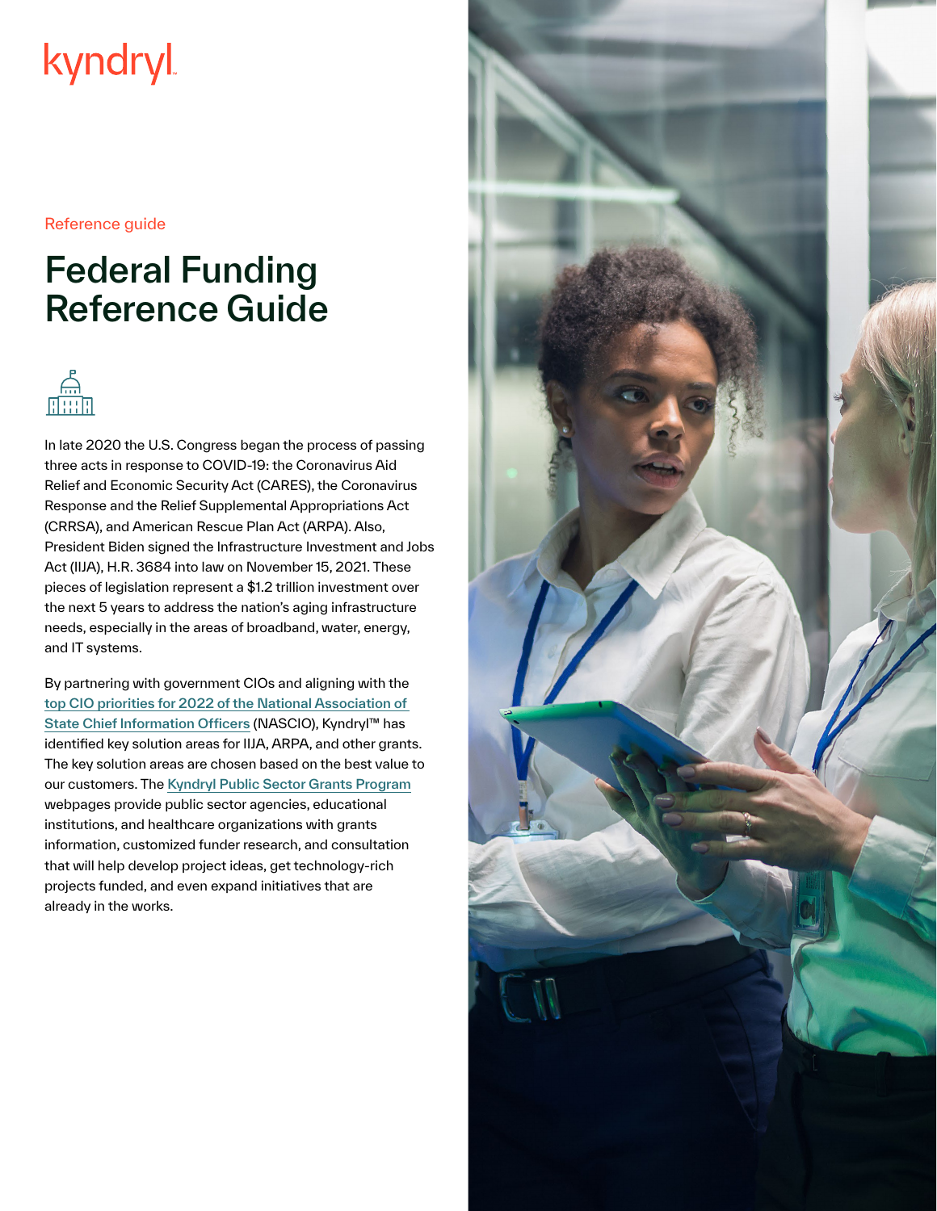kyndryl

Reference guide

# Federal Funding Reference Guide

In late 2020 the U.S. Congress began the process of passing three acts in response to COVID-19: the Coronavirus Aid Relief and Economic Security Act (CARES), the Coronavirus Response and the Relief Supplemental Appropriations Act (CRRSA), and American Rescue Plan Act (ARPA). Also, President Biden signed the Infrastructure Investment and Jobs Act (IIJA), H.R. 3684 into law on November 15, 2021. These pieces of legislation represent a $1.2 trillion investment over the next 5 years to address the nation's aging infrastructure needs, especially in the areas of broadband, water, energy, and IT systems.

By partnering with government CIOs and aligning with the [top CIO priorities for 2022 of the National Association of State Chief Information Officers](#) (NASCIO), Kyndryl™ has identified key solution areas for IIJA, ARPA, and other grants. The key solution areas are chosen based on the best value to our customers. The [Kyndryl Public Sector Grants Program](#) webpages provide public sector agencies, educational institutions, and healthcare organizations with grants information, customized funder research, and consultation that will help develop project ideas, get technology-rich projects funded, and even expand initiatives that are already in the works.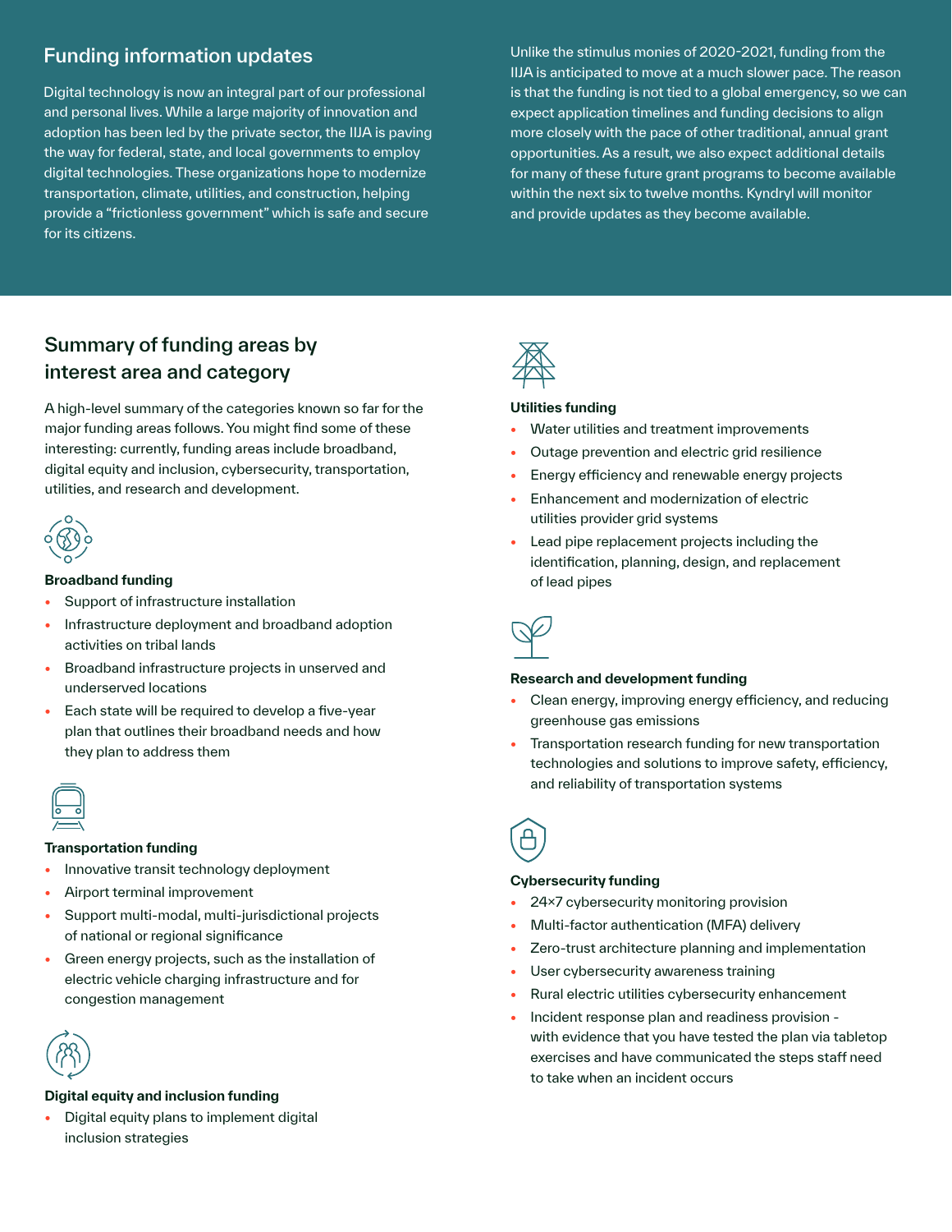## Funding information updates

Digital technology is now an integral part of our professional and personal lives. While a large majority of innovation and adoption has been led by the private sector, the IIJA is paving the way for federal, state, and local governments to employ digital technologies. These organizations hope to modernize transportation, climate, utilities, and construction, helping provide a "frictionless government" which is safe and secure for its citizens.

Unlike the stimulus monies of 2020-2021, funding from the IIJA is anticipated to move at a much slower pace. The reason is that the funding is not tied to a global emergency, so we can expect application timelines and funding decisions to align more closely with the pace of other traditional, annual grant opportunities. As a result, we also expect additional details for many of these future grant programs to become available within the next six to twelve months. Kyndryl will monitor and provide updates as they become available.

## Summary of funding areas by interest area and category

A high-level summary of the categories known so far for the major funding areas follows. You might find some of these interesting: currently, funding areas include broadband, digital equity and inclusion, cybersecurity, transportation, utilities, and research and development.

**Broadband funding**

- Support of infrastructure installation
- Infrastructure deployment and broadband adoption activities on tribal lands
- Broadband infrastructure projects in unserved and underserved locations
- Each state will be required to develop a five-year plan that outlines their broadband needs and how they plan to address them

**Transportation funding**

- Innovative transit technology deployment
- Airport terminal improvement
- Support multi-modal, multi-jurisdictional projects of national or regional significance
- Green energy projects, such as the installation of electric vehicle charging infrastructure and for congestion management

**Digital equity and inclusion funding**

- Digital equity plans to implement digital inclusion strategies

**Utilities funding**

- Water utilities and treatment improvements
- Outage prevention and electric grid resilience
- Energy efficiency and renewable energy projects
- Enhancement and modernization of electric utilities provider grid systems
- Lead pipe replacement projects including the identification, planning, design, and replacement of lead pipes

**Research and development funding**

- Clean energy, improving energy efficiency, and reducing greenhouse gas emissions
- Transportation research funding for new transportation technologies and solutions to improve safety, efficiency, and reliability of transportation systems

**Cybersecurity funding**

- 24×7 cybersecurity monitoring provision
- Multi-factor authentication (MFA) delivery
- Zero-trust architecture planning and implementation
- User cybersecurity awareness training
- Rural electric utilities cybersecurity enhancement
- Incident response plan and readiness provision - with evidence that you have tested the plan via tabletop exercises and have communicated the steps staff need to take when an incident occurs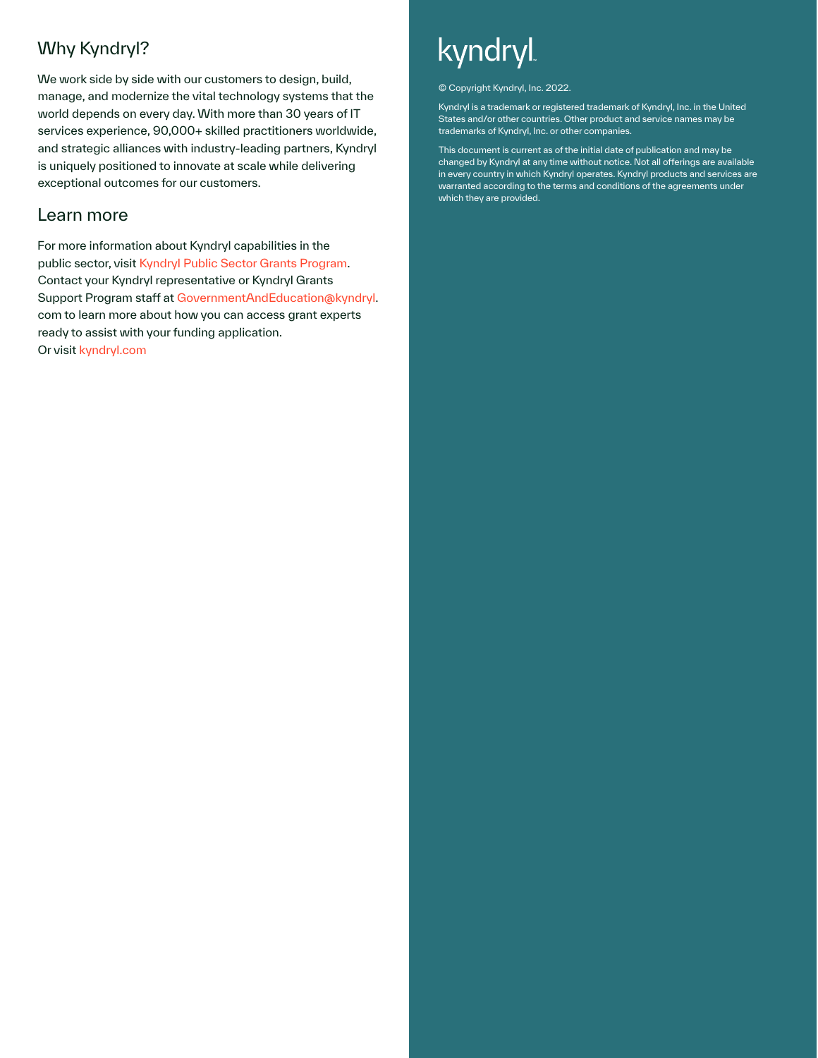## Why Kyndryl?

We work side by side with our customers to design, build, manage, and modernize the vital technology systems that the world depends on every day. With more than 30 years of IT services experience, 90,000+ skilled practitioners worldwide, and strategic alliances with industry-leading partners, Kyndryl is uniquely positioned to innovate at scale while delivering exceptional outcomes for our customers.

## Learn more

For more information about Kyndryl capabilities in the public sector, visit Kyndryl Public Sector Grants Program. Contact your Kyndryl representative or Kyndryl Grants Support Program staff at GovernmentAndEducation@kyndryl.com to learn more about how you can access grant experts ready to assist with your funding application. Or visit kyndryl.com

kyndryl

© Copyright Kyndryl, Inc. 2022.

Kyndryl is a trademark or registered trademark of Kyndryl, Inc. in the United States and/or other countries. Other product and service names may be trademarks of Kyndryl, Inc. or other companies.

This document is current as of the initial date of publication and may be changed by Kyndryl at any time without notice. Not all offerings are available in every country in which Kyndryl operates. Kyndryl products and services are warranted according to the terms and conditions of the agreements under which they are provided.